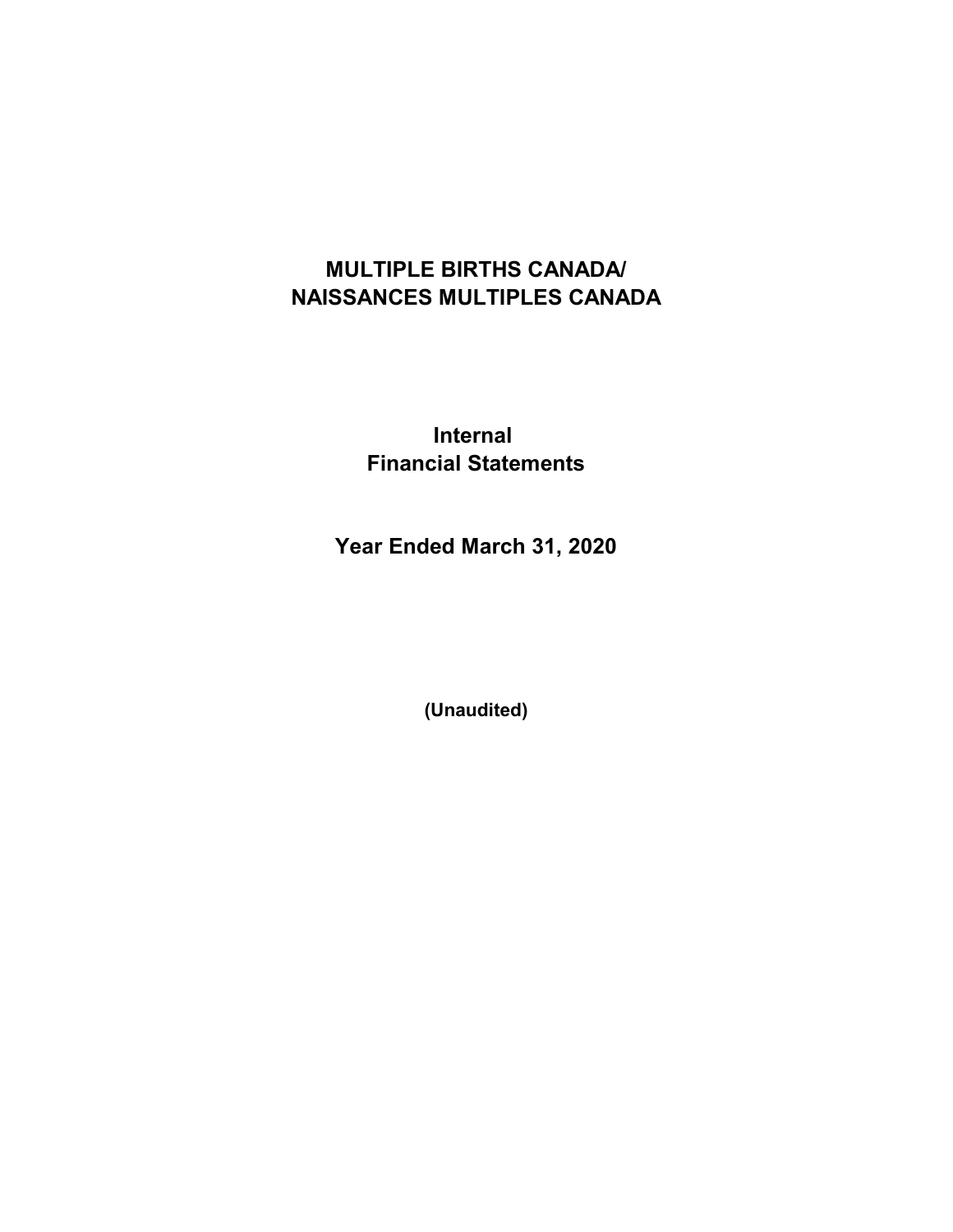# MULTIPLE BIRTHS CANADA/ NAISSANCES MULTIPLES CANADA

## Internal Financial Statements

## Year Ended March 31, 2020

**(Unaudited)**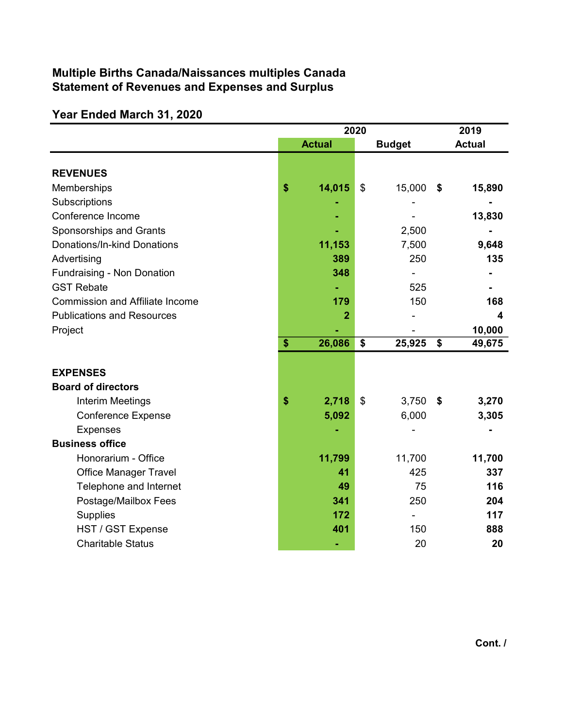**Multiple Births Canada/Naissances multiples Canada**
**Statement of Revenues and Expenses and Surplus**

**Year Ended March 31, 2020**

| | 2020 | | 2019 |
|---|---|---|---|
| | **Actual** | **Budget** | **Actual** |
| **REVENUES** | | | |
| Memberships | **$ 14,015** | $ 15,000 | **$ 15,890** |
| Subscriptions | **-** | - | **-** |
| Conference Income | **-** | - | **13,830** |
| Sponsorships and Grants | **-** | 2,500 | **-** |
| Donations/In-kind Donations | **11,153** | 7,500 | **9,648** |
| Advertising | **389** | 250 | **135** |
| Fundraising - Non Donation | **348** | - | **-** |
| GST Rebate | **-** | 525 | **-** |
| Commission and Affiliate Income | **179** | 150 | **168** |
| Publications and Resources | **2** | - | **4** |
| Project | **-** | - | **10,000** |
| | **$ 26,086** | **$ 25,925** | **$ 49,675** |
| **EXPENSES** | | | |
| **Board of directors** | | | |
| Interim Meetings | **$ 2,718** | $ 3,750 | **$ 3,270** |
| Conference Expense | **5,092** | 6,000 | **3,305** |
| Expenses | **-** | - | **-** |
| **Business office** | | | |
| Honorarium - Office | **11,799** | 11,700 | **11,700** |
| Office Manager Travel | **41** | 425 | **337** |
| Telephone and Internet | **49** | 75 | **116** |
| Postage/Mailbox Fees | **341** | 250 | **204** |
| Supplies | **172** | - | **117** |
| HST / GST Expense | **401** | 150 | **888** |
| Charitable Status | **-** | 20 | **20** |

**Cont. /**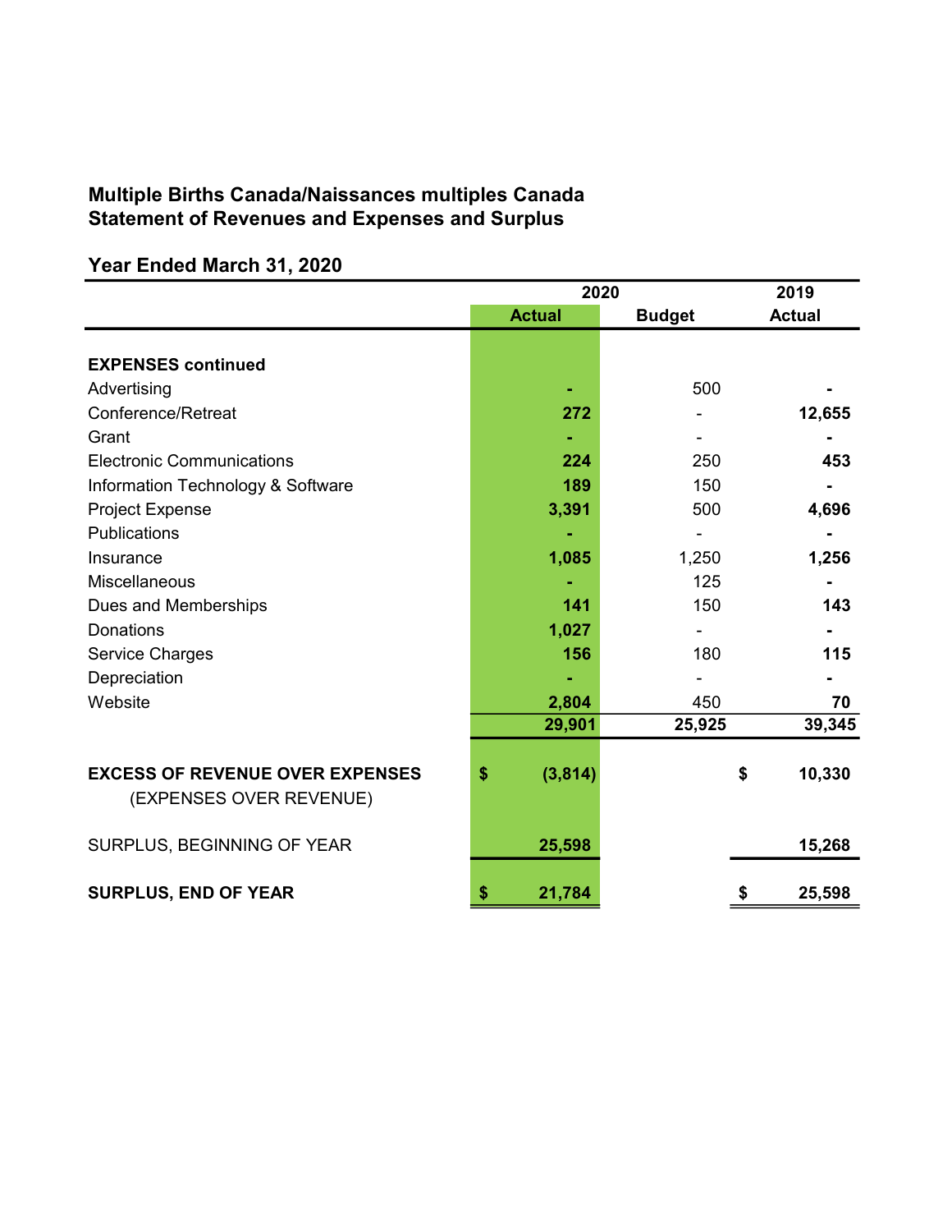**Multiple Births Canada/Naissances multiples Canada**
**Statement of Revenues and Expenses and Surplus**

**Year Ended March 31, 2020**

| | 2020 | | 2019 |
|---|---|---|---|
| | Actual | Budget | Actual |
| **EXPENSES continued** | | | |
| Advertising | - | 500 | - |
| Conference/Retreat | 272 | - | 12,655 |
| Grant | - | - | - |
| Electronic Communications | 224 | 250 | 453 |
| Information Technology & Software | 189 | 150 | - |
| Project Expense | 3,391 | 500 | 4,696 |
| Publications | - | - | - |
| Insurance | 1,085 | 1,250 | 1,256 |
| Miscellaneous | - | 125 | - |
| Dues and Memberships | 141 | 150 | 143 |
| Donations | 1,027 | - | - |
| Service Charges | 156 | 180 | 115 |
| Depreciation | - | - | - |
| Website | 2,804 | 450 | 70 |
| | 29,901 | 25,925 | 39,345 |
| **EXCESS OF REVENUE OVER EXPENSES** (EXPENSES OVER REVENUE) | $ (3,814) | | $ 10,330 |
| SURPLUS, BEGINNING OF YEAR | 25,598 | | 15,268 |
| **SURPLUS, END OF YEAR** | $ 21,784 | | $ 25,598 |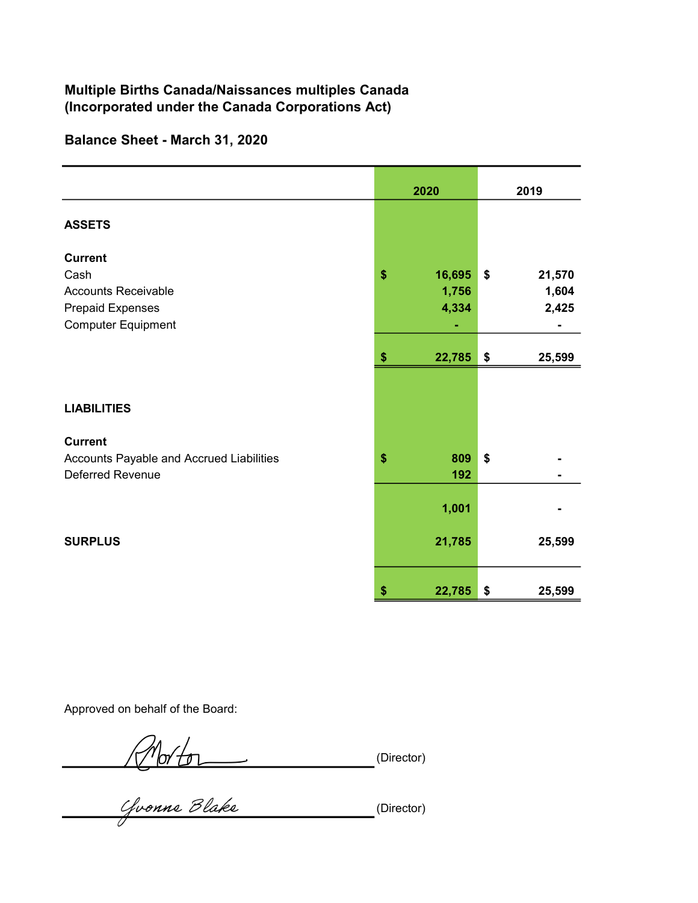**Multiple Births Canada/Naissances multiples Canada**
**(Incorporated under the Canada Corporations Act)**

**Balance Sheet - March 31, 2020**

| | 2020 | 2019 |
|---|---|---|
| **ASSETS** | | |
| **Current** | | |
| Cash | $ 16,695 | $ 21,570 |
| Accounts Receivable | 1,756 | 1,604 |
| Prepaid Expenses | 4,334 | 2,425 |
| Computer Equipment | - | - |
| | $ 22,785 | $ 25,599 |
| **LIABILITIES** | | |
| **Current** | | |
| Accounts Payable and Accrued Liabilities | $ 809 | $ - |
| Deferred Revenue | 192 | - |
| | 1,001 | - |
| **SURPLUS** | 21,785 | 25,599 |
| | $ 22,785 | $ 25,599 |

Approved on behalf of the Board:

R Morton (Director)

Yvonne Blake (Director)